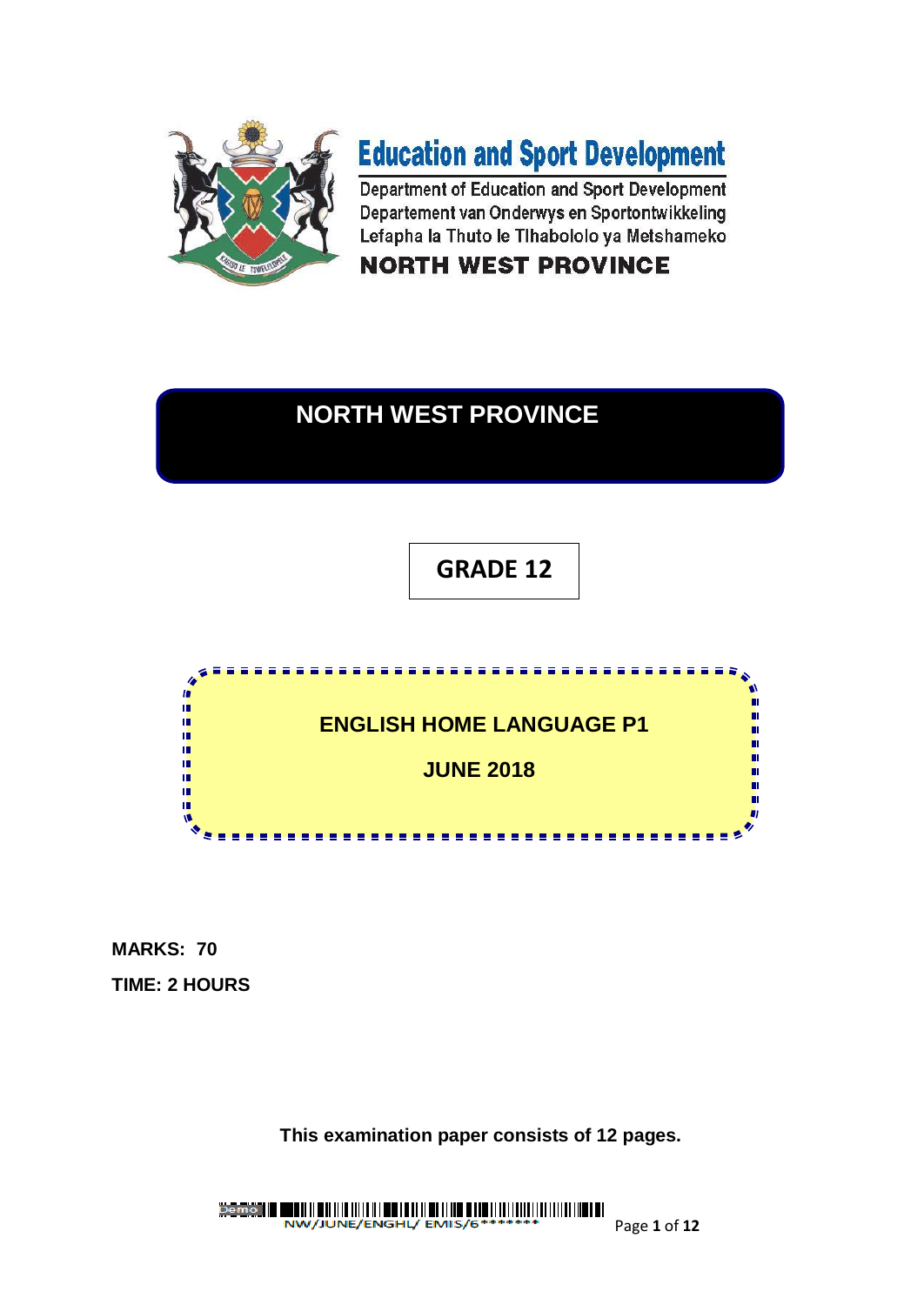**Education and Sport Development**

Department of Education and Sport Development
Departement van Onderwys en Sportontwikkeling
Lefapha la Thuto le Tlhabololo ya Metshameko

**NORTH WEST PROVINCE**

# NORTH WEST PROVINCE

## GRADE 12

## ENGLISH HOME LANGUAGE P1

## JUNE 2018

**MARKS: 70**

**TIME: 2 HOURS**

**This examination paper consists of 12 pages.**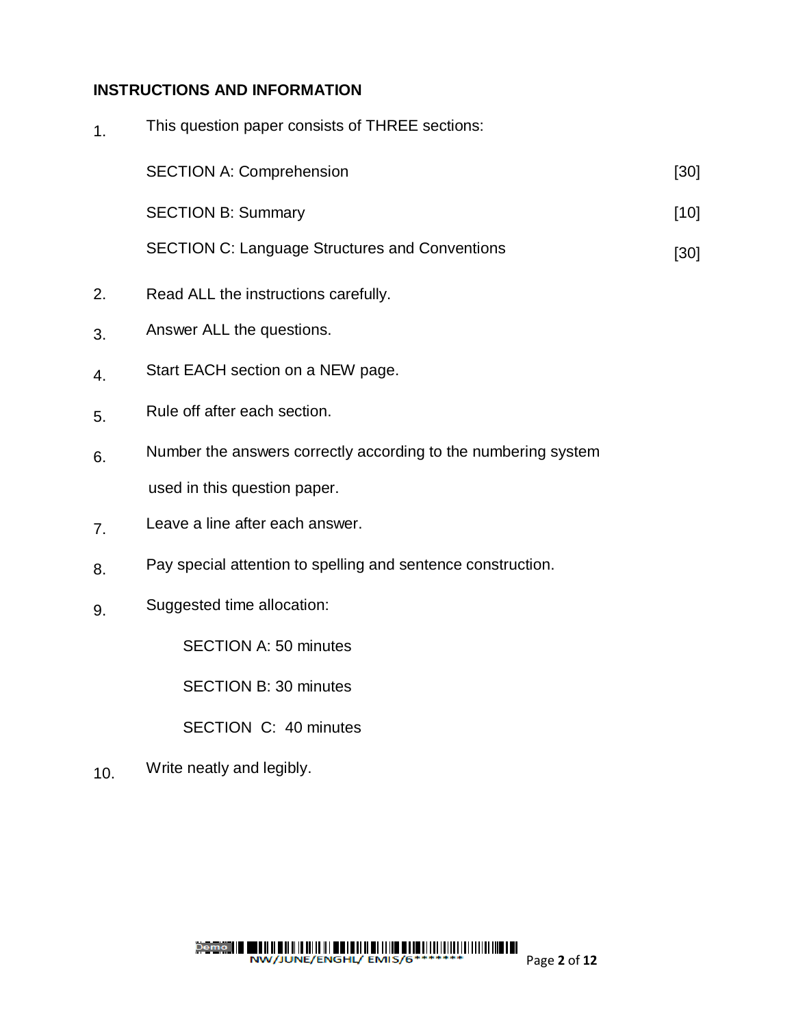## INSTRUCTIONS AND INFORMATION

1. This question paper consists of THREE sections:

   | | |
   |---|---|
   | SECTION A: Comprehension | [30] |
   | SECTION B: Summary | [10] |
   | SECTION C: Language Structures and Conventions | [30] |

2. Read ALL the instructions carefully.
3. Answer ALL the questions.
4. Start EACH section on a NEW page.
5. Rule off after each section.
6. Number the answers correctly according to the numbering system used in this question paper.
7. Leave a line after each answer.
8. Pay special attention to spelling and sentence construction.
9. Suggested time allocation:

   SECTION A: 50 minutes

   SECTION B: 30 minutes

   SECTION C: 40 minutes

10. Write neatly and legibly.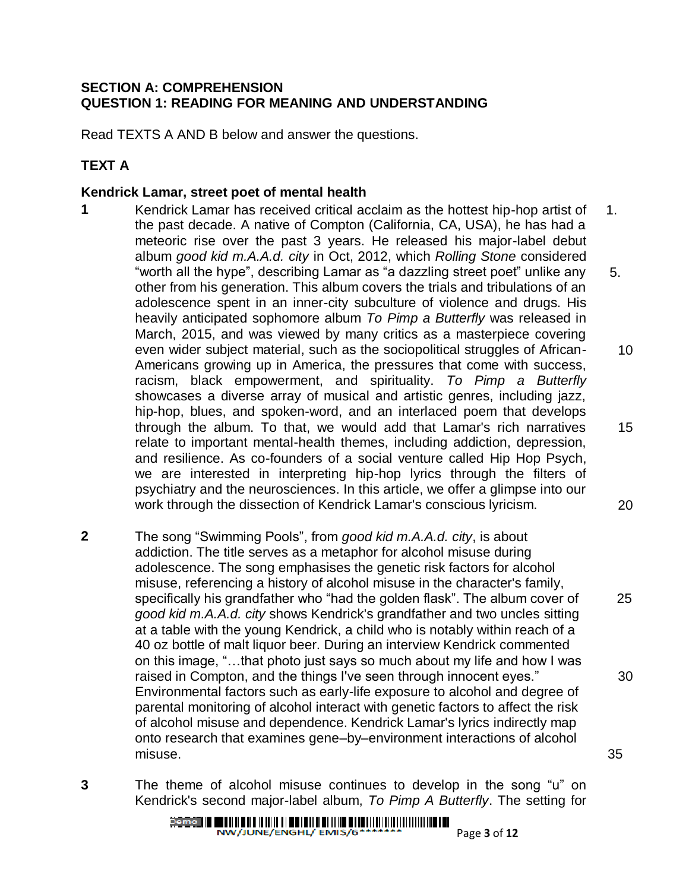## SECTION A: COMPREHENSION
## QUESTION 1: READING FOR MEANING AND UNDERSTANDING

Read TEXTS A AND B below and answer the questions.

### TEXT A

**Kendrick Lamar, street poet of mental health**

**1** Kendrick Lamar has received critical acclaim as the hottest hip-hop artist of the past decade. A native of Compton (California, CA, USA), he has had a meteoric rise over the past 3 years. He released his major-label debut album *good kid m.A.A.d. city* in Oct, 2012, which *Rolling Stone* considered "worth all the hype", describing Lamar as "a dazzling street poet" unlike any other from his generation. This album covers the trials and tribulations of an adolescence spent in an inner-city subculture of violence and drugs. His heavily anticipated sophomore album *To Pimp a Butterfly* was released in March, 2015, and was viewed by many critics as a masterpiece covering even wider subject material, such as the sociopolitical struggles of African-Americans growing up in America, the pressures that come with success, racism, black empowerment, and spirituality. *To Pimp a Butterfly* showcases a diverse array of musical and artistic genres, including jazz, hip-hop, blues, and spoken-word, and an interlaced poem that develops through the album. To that, we would add that Lamar's rich narratives relate to important mental-health themes, including addiction, depression, and resilience. As co-founders of a social venture called Hip Hop Psych, we are interested in interpreting hip-hop lyrics through the filters of psychiatry and the neurosciences. In this article, we offer a glimpse into our work through the dissection of Kendrick Lamar's conscious lyricism.

**2** The song "Swimming Pools", from *good kid m.A.A.d. city*, is about addiction. The title serves as a metaphor for alcohol misuse during adolescence. The song emphasises the genetic risk factors for alcohol misuse, referencing a history of alcohol misuse in the character's family, specifically his grandfather who "had the golden flask". The album cover of *good kid m.A.A.d. city* shows Kendrick's grandfather and two uncles sitting at a table with the young Kendrick, a child who is notably within reach of a 40 oz bottle of malt liquor beer. During an interview Kendrick commented on this image, "…that photo just says so much about my life and how I was raised in Compton, and the things I've seen through innocent eyes." Environmental factors such as early-life exposure to alcohol and degree of parental monitoring of alcohol interact with genetic factors to affect the risk of alcohol misuse and dependence. Kendrick Lamar's lyrics indirectly map onto research that examines gene–by–environment interactions of alcohol misuse.

**3** The theme of alcohol misuse continues to develop in the song "u" on Kendrick's second major-label album, *To Pimp A Butterfly*. The setting for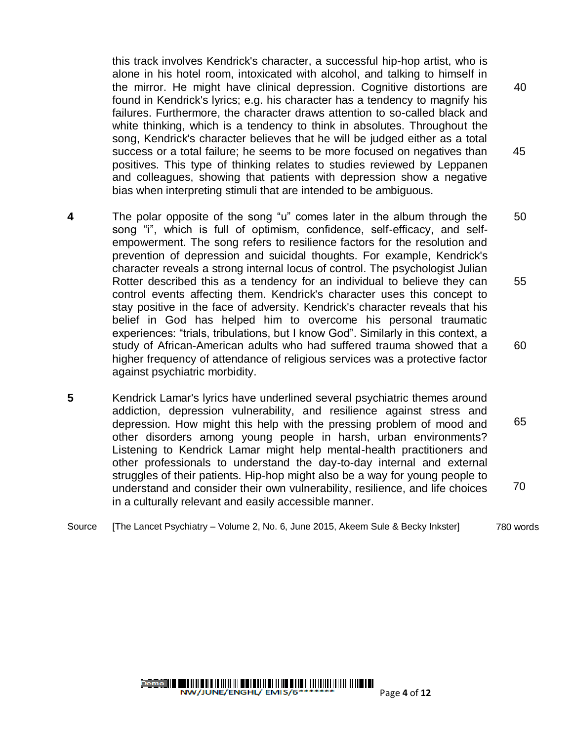this track involves Kendrick's character, a successful hip-hop artist, who is alone in his hotel room, intoxicated with alcohol, and talking to himself in the mirror. He might have clinical depression. Cognitive distortions are found in Kendrick's lyrics; e.g. his character has a tendency to magnify his failures. Furthermore, the character draws attention to so-called black and white thinking, which is a tendency to think in absolutes. Throughout the song, Kendrick's character believes that he will be judged either as a total success or a total failure; he seems to be more focused on negatives than positives. This type of thinking relates to studies reviewed by Leppanen and colleagues, showing that patients with depression show a negative bias when interpreting stimuli that are intended to be ambiguous.

**4** The polar opposite of the song "u" comes later in the album through the song "i", which is full of optimism, confidence, self-efficacy, and self-empowerment. The song refers to resilience factors for the resolution and prevention of depression and suicidal thoughts. For example, Kendrick's character reveals a strong internal locus of control. The psychologist Julian Rotter described this as a tendency for an individual to believe they can control events affecting them. Kendrick's character uses this concept to stay positive in the face of adversity. Kendrick's character reveals that his belief in God has helped him to overcome his personal traumatic experiences: "trials, tribulations, but I know God". Similarly in this context, a study of African-American adults who had suffered trauma showed that a higher frequency of attendance of religious services was a protective factor against psychiatric morbidity.

**5** Kendrick Lamar's lyrics have underlined several psychiatric themes around addiction, depression vulnerability, and resilience against stress and depression. How might this help with the pressing problem of mood and other disorders among young people in harsh, urban environments? Listening to Kendrick Lamar might help mental-health practitioners and other professionals to understand the day-to-day internal and external struggles of their patients. Hip-hop might also be a way for young people to understand and consider their own vulnerability, resilience, and life choices in a culturally relevant and easily accessible manner.

Source [The Lancet Psychiatry – Volume 2, No. 6, June 2015, Akeem Sule & Becky Inkster] 780 words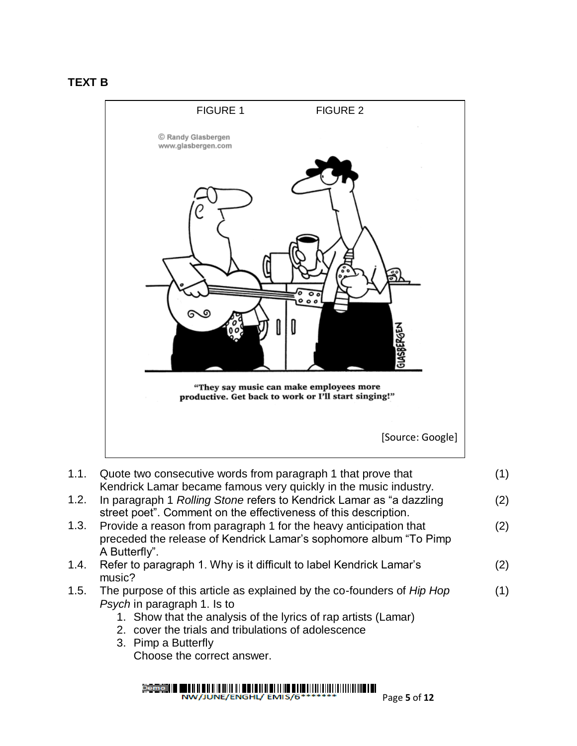**TEXT B**

FIGURE 1 FIGURE 2

© Randy Glasbergen
www.glasbergen.com

"They say music can make employees more productive. Get back to work or I'll start singing!"

[Source: Google]

| | | |
|---|---|---|
| 1.1. | Quote two consecutive words from paragraph 1 that prove that Kendrick Lamar became famous very quickly in the music industry. | (1) |
| 1.2. | In paragraph 1 *Rolling Stone* refers to Kendrick Lamar as "a dazzling street poet". Comment on the effectiveness of this description. | (2) |
| 1.3. | Provide a reason from paragraph 1 for the heavy anticipation that preceded the release of Kendrick Lamar's sophomore album "To Pimp A Butterfly". | (2) |
| 1.4. | Refer to paragraph 1. Why is it difficult to label Kendrick Lamar's music? | (2) |
| 1.5. | The purpose of this article as explained by the co-founders of *Hip Hop Psych* in paragraph 1. Is to | (1) |

1. Show that the analysis of the lyrics of rap artists (Lamar)
2. cover the trials and tribulations of adolescence
3. Pimp a Butterfly

Choose the correct answer.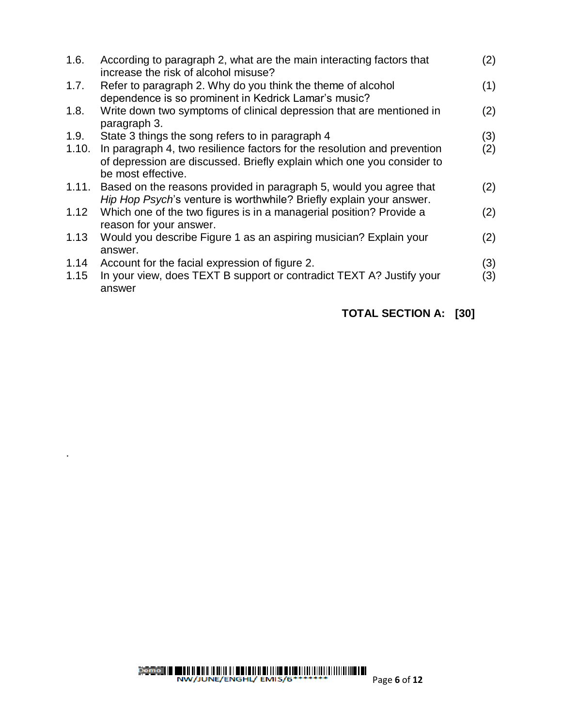| | | |
|---|---|---|
| 1.6. | According to paragraph 2, what are the main interacting factors that increase the risk of alcohol misuse? | (2) |
| 1.7. | Refer to paragraph 2. Why do you think the theme of alcohol dependence is so prominent in Kedrick Lamar's music? | (1) |
| 1.8. | Write down two symptoms of clinical depression that are mentioned in paragraph 3. | (2) |
| 1.9. | State 3 things the song refers to in paragraph 4 | (3) |
| 1.10. | In paragraph 4, two resilience factors for the resolution and prevention of depression are discussed. Briefly explain which one you consider to be most effective. | (2) |
| 1.11. | Based on the reasons provided in paragraph 5, would you agree that *Hip Hop Psych*'s venture is worthwhile? Briefly explain your answer. | (2) |
| 1.12 | Which one of the two figures is in a managerial position? Provide a reason for your answer. | (2) |
| 1.13 | Would you describe Figure 1 as an aspiring musician? Explain your answer. | (2) |
| 1.14 | Account for the facial expression of figure 2. | (3) |
| 1.15 | In your view, does TEXT B support or contradict TEXT A? Justify your answer | (3) |

**TOTAL SECTION A: [30]**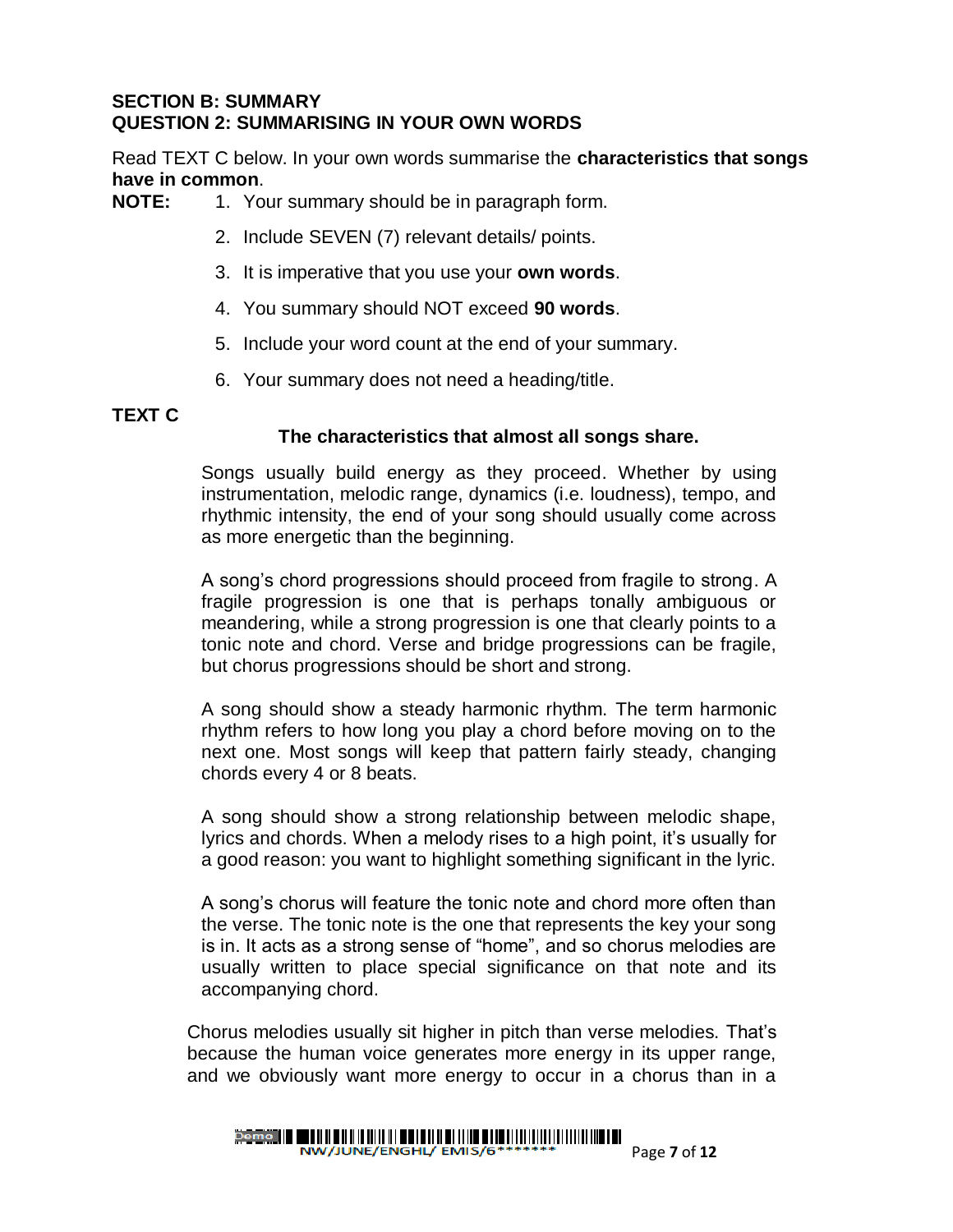## SECTION B: SUMMARY
## QUESTION 2: SUMMARISING IN YOUR OWN WORDS

Read TEXT C below. In your own words summarise the **characteristics that songs have in common**.

**NOTE:**

1. Your summary should be in paragraph form.
2. Include SEVEN (7) relevant details/ points.
3. It is imperative that you use your **own words**.
4. You summary should NOT exceed **90 words**.
5. Include your word count at the end of your summary.
6. Your summary does not need a heading/title.

### TEXT C

**The characteristics that almost all songs share.**

Songs usually build energy as they proceed. Whether by using instrumentation, melodic range, dynamics (i.e. loudness), tempo, and rhythmic intensity, the end of your song should usually come across as more energetic than the beginning.

A song's chord progressions should proceed from fragile to strong. A fragile progression is one that is perhaps tonally ambiguous or meandering, while a strong progression is one that clearly points to a tonic note and chord. Verse and bridge progressions can be fragile, but chorus progressions should be short and strong.

A song should show a steady harmonic rhythm. The term harmonic rhythm refers to how long you play a chord before moving on to the next one. Most songs will keep that pattern fairly steady, changing chords every 4 or 8 beats.

A song should show a strong relationship between melodic shape, lyrics and chords. When a melody rises to a high point, it's usually for a good reason: you want to highlight something significant in the lyric.

A song's chorus will feature the tonic note and chord more often than the verse. The tonic note is the one that represents the key your song is in. It acts as a strong sense of "home", and so chorus melodies are usually written to place special significance on that note and its accompanying chord.

Chorus melodies usually sit higher in pitch than verse melodies. That's because the human voice generates more energy in its upper range, and we obviously want more energy to occur in a chorus than in a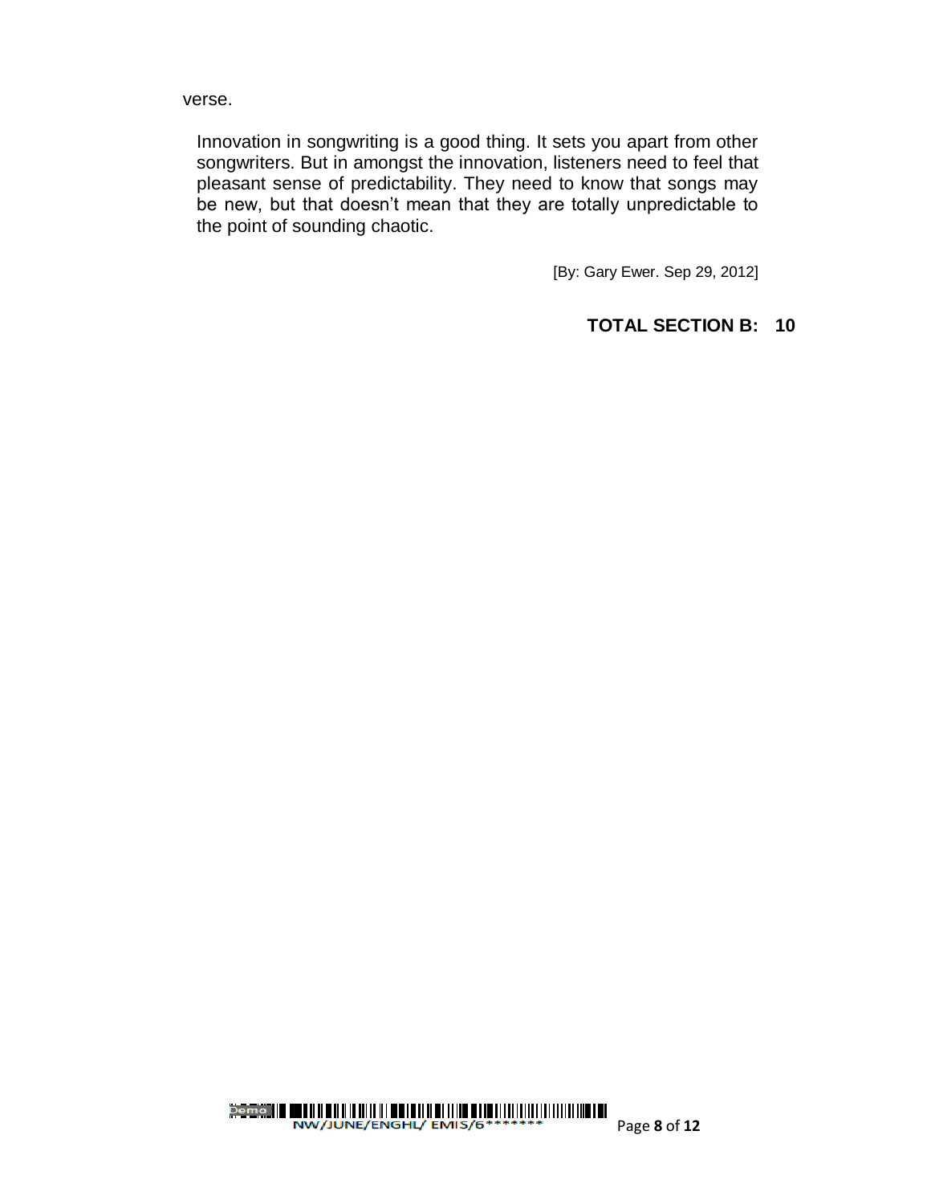verse.

Innovation in songwriting is a good thing. It sets you apart from other songwriters. But in amongst the innovation, listeners need to feel that pleasant sense of predictability. They need to know that songs may be new, but that doesn't mean that they are totally unpredictable to the point of sounding chaotic.

[By: Gary Ewer. Sep 29, 2012]

**TOTAL SECTION B: 10**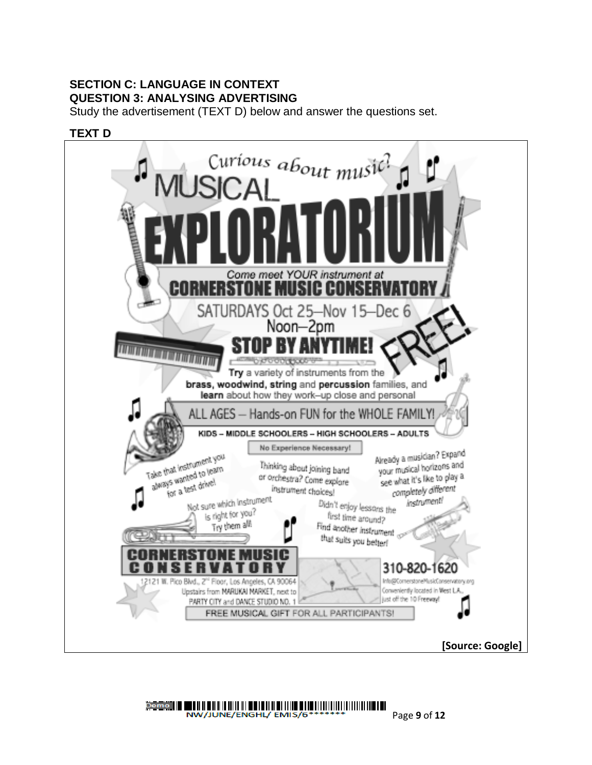**SECTION C: LANGUAGE IN CONTEXT**
**QUESTION 3: ANALYSING ADVERTISING**

Study the advertisement (TEXT D) below and answer the questions set.

**TEXT D**

Curious about music?

MUSICAL

EXPLORATORIUM

Come meet YOUR instrument at

CORNERSTONE MUSIC CONSERVATORY

SATURDAYS Oct 25–Nov 15–Dec 6

Noon–2pm

STOP BY ANYTIME!

FREE!

**Try** a variety of instruments from the **brass, woodwind, string** and **percussion** families, and **learn** about how they work–up close and personal

ALL AGES – Hands-on FUN for the WHOLE FAMILY!

KIDS – MIDDLE SCHOOLERS – HIGH SCHOOLERS – ADULTS

No Experience Necessary!

Take that instrument you always wanted to learn for a test drive!

Thinking about joining band or orchestra? Come explore instrument choices!

Already a musician? Expand your musical horizons and see what it's like to play a *completely different* instrument!

Not sure which instrument is right for you? Try them all!

Didn't enjoy lessons the first time around? Find another instrument that suits you better!

CORNERSTONE MUSIC CONSERVATORY

12121 W. Pico Blvd., 2nd Floor, Los Angeles, CA 90064
Upstairs from MARUKAI MARKET, next to PARTY CITY and DANCE STUDIO NO. 1

310-820-1620

Info@CornerstoneMusicConservatory.org
Conveniently located in West L.A., just off the 10 Freeway!

FREE MUSICAL GIFT FOR ALL PARTICIPANTS!

**[Source: Google]**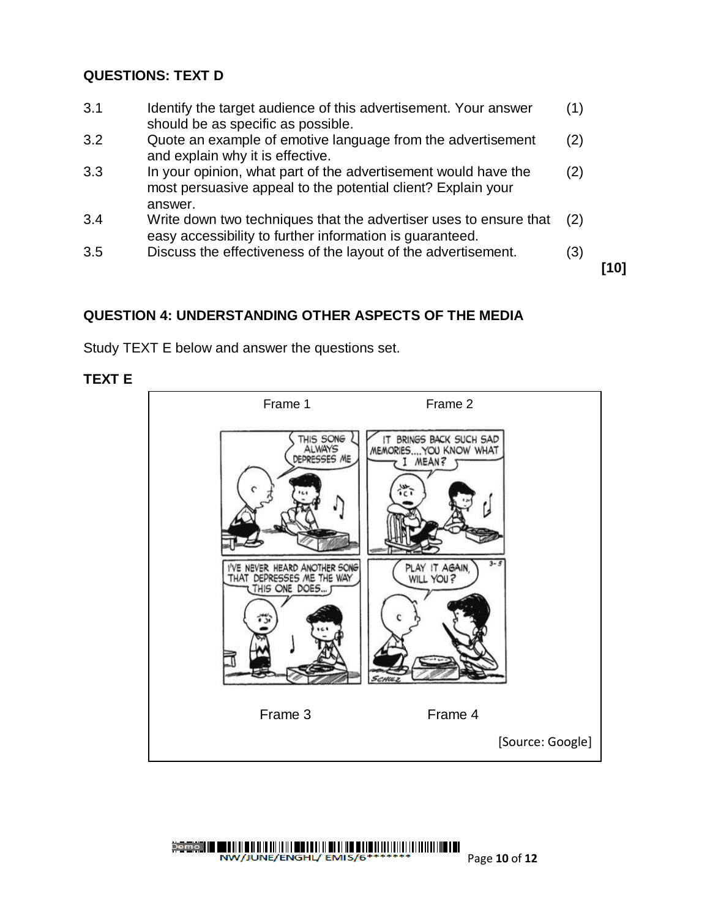## QUESTIONS: TEXT D

| | | |
|---|---|---|
| 3.1 | Identify the target audience of this advertisement. Your answer should be as specific as possible. | (1) |
| 3.2 | Quote an example of emotive language from the advertisement and explain why it is effective. | (2) |
| 3.3 | In your opinion, what part of the advertisement would have the most persuasive appeal to the potential client? Explain your answer. | (2) |
| 3.4 | Write down two techniques that the advertiser uses to ensure that easy accessibility to further information is guaranteed. | (2) |
| 3.5 | Discuss the effectiveness of the layout of the advertisement. | (3) |

**[10]**

## QUESTION 4: UNDERSTANDING OTHER ASPECTS OF THE MEDIA

Study TEXT E below and answer the questions set.

### TEXT E

Frame 1 — THIS SONG ALWAYS DEPRESSES ME

Frame 2 — IT BRINGS BACK SUCH SAD MEMORIES....YOU KNOW WHAT I MEAN?

Frame 3 — I'VE NEVER HEARD ANOTHER SONG THAT DEPRESSES ME THE WAY THIS ONE DOES...

Frame 4 — PLAY IT AGAIN, WILL YOU?

[Source: Google]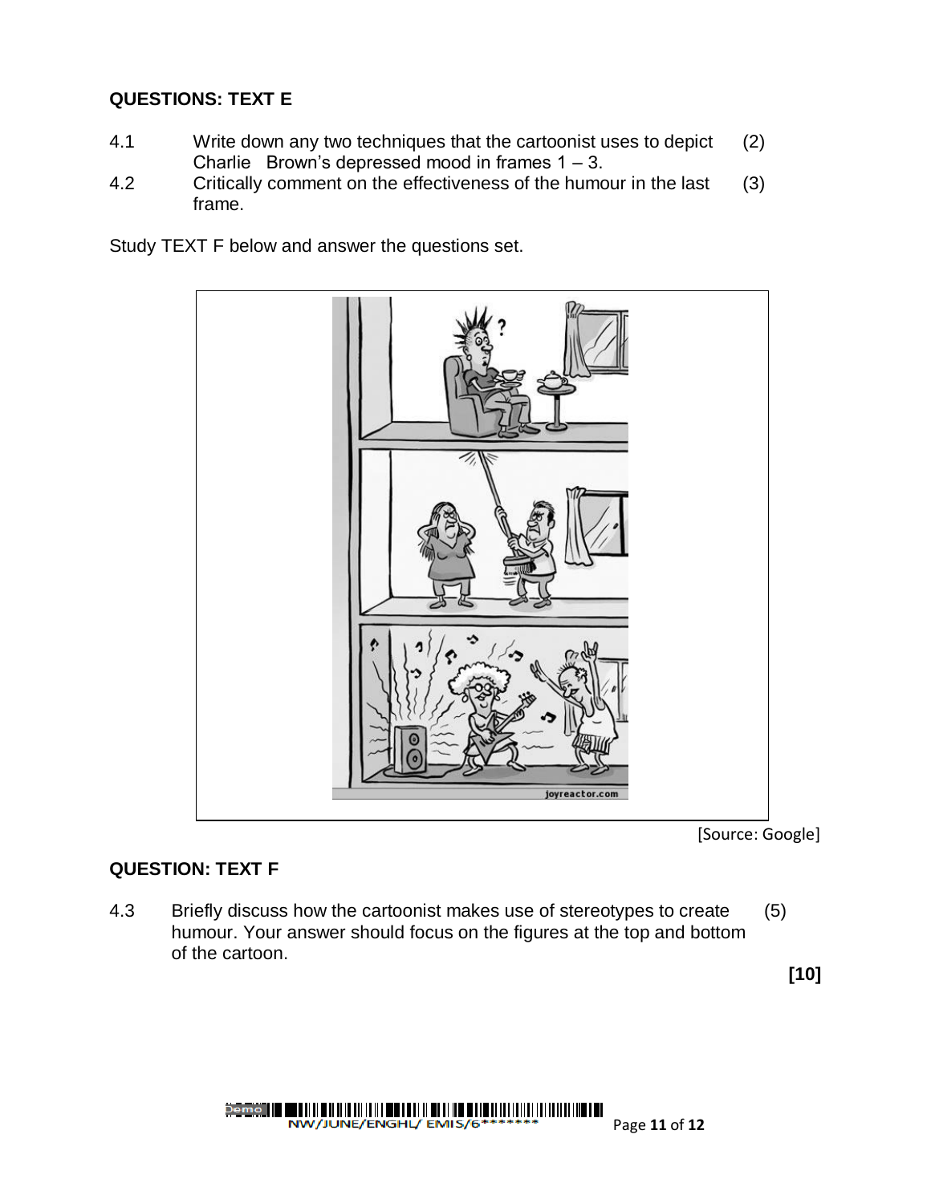**QUESTIONS: TEXT E**

4.1 Write down any two techniques that the cartoonist uses to depict Charlie Brown's depressed mood in frames 1 – 3. (2)

4.2 Critically comment on the effectiveness of the humour in the last frame. (3)

Study TEXT F below and answer the questions set.

[Source: Google]

**QUESTION: TEXT F**

4.3 Briefly discuss how the cartoonist makes use of stereotypes to create humour. Your answer should focus on the figures at the top and bottom of the cartoon. (5)

**[10]**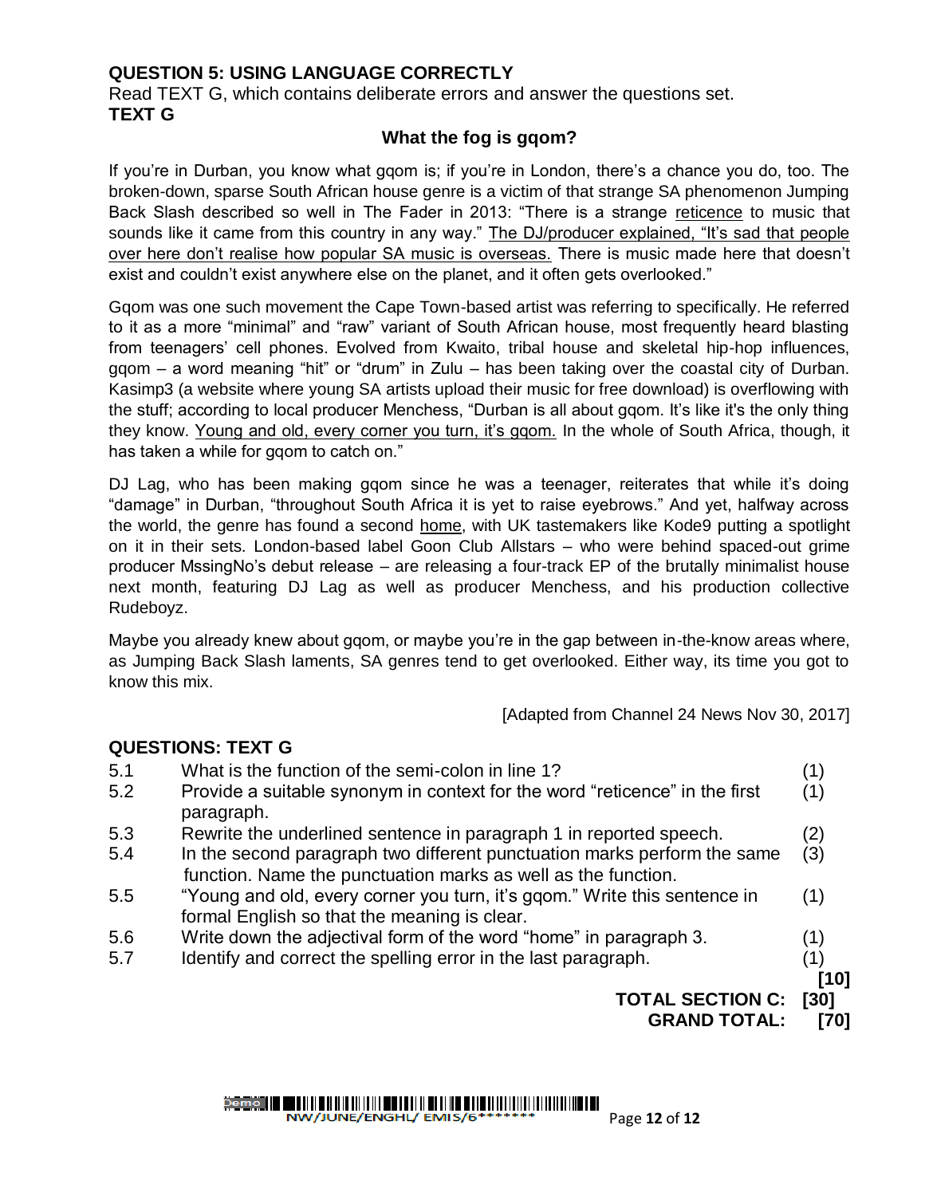## QUESTION 5: USING LANGUAGE CORRECTLY

Read TEXT G, which contains deliberate errors and answer the questions set.

**TEXT G**

### What the fog is gqom?

If you're in Durban, you know what gqom is; if you're in London, there's a chance you do, too. The broken-down, sparse South African house genre is a victim of that strange SA phenomenon Jumping Back Slash described so well in The Fader in 2013: "There is a strange <u>reticence</u> to music that sounds like it came from this country in any way." <u>The DJ/producer explained, "It's sad that people over here don't realise how popular SA music is overseas.</u> There is music made here that doesn't exist and couldn't exist anywhere else on the planet, and it often gets overlooked."

Gqom was one such movement the Cape Town-based artist was referring to specifically. He referred to it as a more "minimal" and "raw" variant of South African house, most frequently heard blasting from teenagers' cell phones. Evolved from Kwaito, tribal house and skeletal hip-hop influences, gqom – a word meaning "hit" or "drum" in Zulu – has been taking over the coastal city of Durban. Kasimp3 (a website where young SA artists upload their music for free download) is overflowing with the stuff; according to local producer Menchess, "Durban is all about gqom. It's like it's the only thing they know. <u>Young and old, every corner you turn, it's gqom.</u> In the whole of South Africa, though, it has taken a while for gqom to catch on."

DJ Lag, who has been making gqom since he was a teenager, reiterates that while it's doing "damage" in Durban, "throughout South Africa it is yet to raise eyebrows." And yet, halfway across the world, the genre has found a second <u>home</u>, with UK tastemakers like Kode9 putting a spotlight on it in their sets. London-based label Goon Club Allstars – who were behind spaced-out grime producer MssingNo's debut release – are releasing a four-track EP of the brutally minimalist house next month, featuring DJ Lag as well as producer Menchess, and his production collective Rudeboyz.

Maybe you already knew about gqom, or maybe you're in the gap between in-the-know areas where, as Jumping Back Slash laments, SA genres tend to get overlooked. Either way, its time you got to know this mix.

[Adapted from Channel 24 News Nov 30, 2017]

## QUESTIONS: TEXT G

| | | |
|---|---|---|
| 5.1 | What is the function of the semi-colon in line 1? | (1) |
| 5.2 | Provide a suitable synonym in context for the word "reticence" in the first paragraph. | (1) |
| 5.3 | Rewrite the underlined sentence in paragraph 1 in reported speech. | (2) |
| 5.4 | In the second paragraph two different punctuation marks perform the same function. Name the punctuation marks as well as the function. | (3) |
| 5.5 | "Young and old, every corner you turn, it's gqom." Write this sentence in formal English so that the meaning is clear. | (1) |
| 5.6 | Write down the adjectival form of the word "home" in paragraph 3. | (1) |
| 5.7 | Identify and correct the spelling error in the last paragraph. | (1) |
| | | **[10]** |

**TOTAL SECTION C: [30]**

**GRAND TOTAL: [70]**